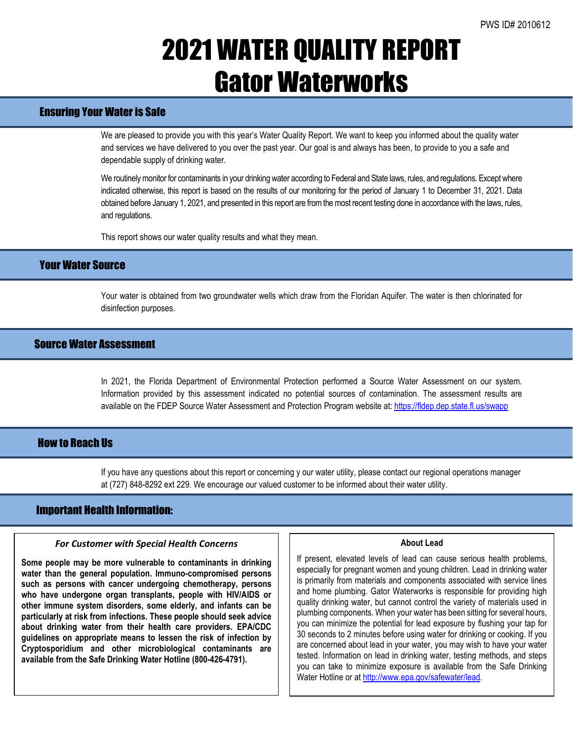PWS ID# 2010612

# 2021 WATER QUALITY REPORT
# Gator Waterworks

## Ensuring Your Water is Safe

We are pleased to provide you with this year's Water Quality Report. We want to keep you informed about the quality water and services we have delivered to you over the past year. Our goal is and always has been, to provide to you a safe and dependable supply of drinking water.

We routinely monitor for contaminants in your drinking water according to Federal and State laws, rules, and regulations. Except where indicated otherwise, this report is based on the results of our monitoring for the period of January 1 to December 31, 2021. Data obtained before January 1, 2021, and presented in this report are from the most recent testing done in accordance with the laws, rules, and regulations.

This report shows our water quality results and what they mean.

## Your Water Source

Your water is obtained from two groundwater wells which draw from the Floridan Aquifer. The water is then chlorinated for disinfection purposes.

## Source Water Assessment

In 2021, the Florida Department of Environmental Protection performed a Source Water Assessment on our system. Information provided by this assessment indicated no potential sources of contamination. The assessment results are available on the FDEP Source Water Assessment and Protection Program website at: https://fldep.dep.state.fl.us/swapp

## How to Reach Us

If you have any questions about this report or concerning y our water utility, please contact our regional operations manager at (727) 848-8292 ext 229. We encourage our valued customer to be informed about their water utility.

## Important Health Information:

### *For Customer with Special Health Concerns*

**Some people may be more vulnerable to contaminants in drinking water than the general population. Immuno-compromised persons such as persons with cancer undergoing chemotherapy, persons who have undergone organ transplants, people with HIV/AIDS or other immune system disorders, some elderly, and infants can be particularly at risk from infections. These people should seek advice about drinking water from their health care providers. EPA/CDC guidelines on appropriate means to lessen the risk of infection by Cryptosporidium and other microbiological contaminants are available from the Safe Drinking Water Hotline (800-426-4791).**

### About Lead

If present, elevated levels of lead can cause serious health problems, especially for pregnant women and young children. Lead in drinking water is primarily from materials and components associated with service lines and home plumbing. Gator Waterworks is responsible for providing high quality drinking water, but cannot control the variety of materials used in plumbing components. When your water has been sitting for several hours, you can minimize the potential for lead exposure by flushing your tap for 30 seconds to 2 minutes before using water for drinking or cooking. If you are concerned about lead in your water, you may wish to have your water tested. Information on lead in drinking water, testing methods, and steps you can take to minimize exposure is available from the Safe Drinking Water Hotline or at http://www.epa.gov/safewater/lead.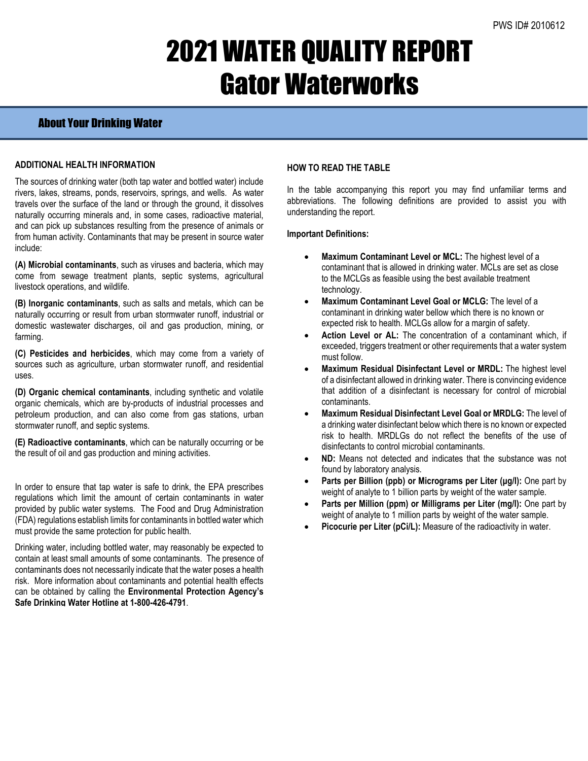PWS ID# 2010612

# 2021 WATER QUALITY REPORT
# Gator Waterworks

## About Your Drinking Water

### ADDITIONAL HEALTH INFORMATION

The sources of drinking water (both tap water and bottled water) include rivers, lakes, streams, ponds, reservoirs, springs, and wells. As water travels over the surface of the land or through the ground, it dissolves naturally occurring minerals and, in some cases, radioactive material, and can pick up substances resulting from the presence of animals or from human activity. Contaminants that may be present in source water include:

**(A) Microbial contaminants**, such as viruses and bacteria, which may come from sewage treatment plants, septic systems, agricultural livestock operations, and wildlife.

**(B) Inorganic contaminants**, such as salts and metals, which can be naturally occurring or result from urban stormwater runoff, industrial or domestic wastewater discharges, oil and gas production, mining, or farming.

**(C) Pesticides and herbicides**, which may come from a variety of sources such as agriculture, urban stormwater runoff, and residential uses.

**(D) Organic chemical contaminants**, including synthetic and volatile organic chemicals, which are by-products of industrial processes and petroleum production, and can also come from gas stations, urban stormwater runoff, and septic systems.

**(E) Radioactive contaminants**, which can be naturally occurring or be the result of oil and gas production and mining activities.

In order to ensure that tap water is safe to drink, the EPA prescribes regulations which limit the amount of certain contaminants in water provided by public water systems. The Food and Drug Administration (FDA) regulations establish limits for contaminants in bottled water which must provide the same protection for public health.

Drinking water, including bottled water, may reasonably be expected to contain at least small amounts of some contaminants. The presence of contaminants does not necessarily indicate that the water poses a health risk. More information about contaminants and potential health effects can be obtained by calling the **Environmental Protection Agency's Safe Drinking Water Hotline at 1-800-426-4791**.

### HOW TO READ THE TABLE

In the table accompanying this report you may find unfamiliar terms and abbreviations. The following definitions are provided to assist you with understanding the report.

**Important Definitions:**

- **Maximum Contaminant Level or MCL:** The highest level of a contaminant that is allowed in drinking water. MCLs are set as close to the MCLGs as feasible using the best available treatment technology.
- **Maximum Contaminant Level Goal or MCLG:** The level of a contaminant in drinking water bellow which there is no known or expected risk to health. MCLGs allow for a margin of safety.
- **Action Level or AL:** The concentration of a contaminant which, if exceeded, triggers treatment or other requirements that a water system must follow.
- **Maximum Residual Disinfectant Level or MRDL:** The highest level of a disinfectant allowed in drinking water. There is convincing evidence that addition of a disinfectant is necessary for control of microbial contaminants.
- **Maximum Residual Disinfectant Level Goal or MRDLG:** The level of a drinking water disinfectant below which there is no known or expected risk to health. MRDLGs do not reflect the benefits of the use of disinfectants to control microbial contaminants.
- **ND:** Means not detected and indicates that the substance was not found by laboratory analysis.
- **Parts per Billion (ppb) or Micrograms per Liter (µg/l):** One part by weight of analyte to 1 billion parts by weight of the water sample.
- **Parts per Million (ppm) or Milligrams per Liter (mg/l):** One part by weight of analyte to 1 million parts by weight of the water sample.
- **Picocurie per Liter (pCi/L):** Measure of the radioactivity in water.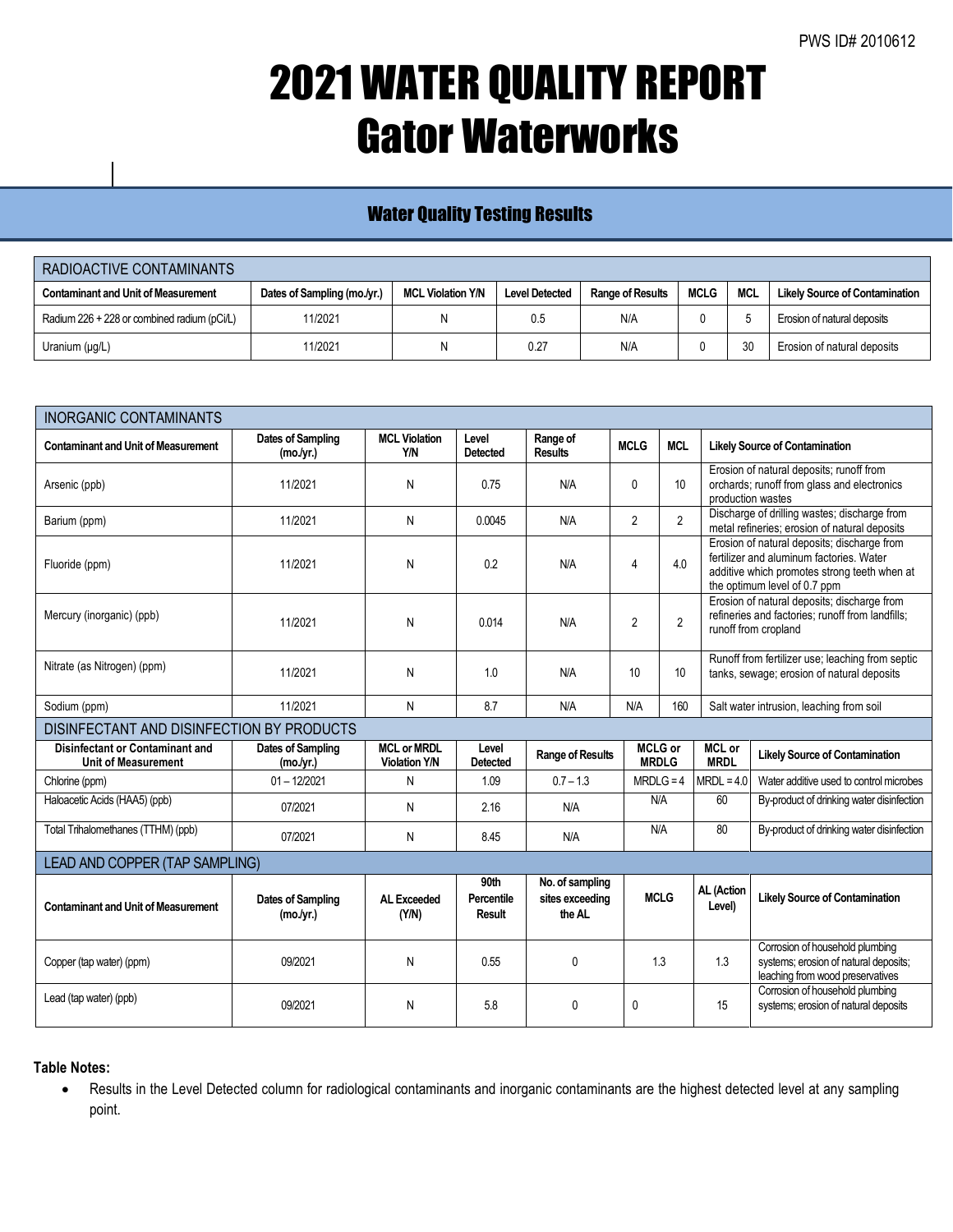PWS ID# 2010612

# 2021 WATER QUALITY REPORT
# Gator Waterworks

## Water Quality Testing Results

| RADIOACTIVE CONTAMINANTS | | | | | | | |
|---|---|---|---|---|---|---|---|
| **Contaminant and Unit of Measurement** | **Dates of Sampling (mo./yr.)** | **MCL Violation Y/N** | **Level Detected** | **Range of Results** | **MCLG** | **MCL** | **Likely Source of Contamination** |
| Radium 226 + 228 or combined radium (pCi/L) | 11/2021 | N | 0.5 | N/A | 0 | 5 | Erosion of natural deposits |
| Uranium (µg/L) | 11/2021 | N | 0.27 | N/A | 0 | 30 | Erosion of natural deposits |

| INORGANIC CONTAMINANTS | | | | | | | |
|---|---|---|---|---|---|---|---|
| **Contaminant and Unit of Measurement** | **Dates of Sampling (mo./yr.)** | **MCL Violation Y/N** | **Level Detected** | **Range of Results** | **MCLG** | **MCL** | **Likely Source of Contamination** |
| Arsenic (ppb) | 11/2021 | N | 0.75 | N/A | 0 | 10 | Erosion of natural deposits; runoff from orchards; runoff from glass and electronics production wastes |
| Barium (ppm) | 11/2021 | N | 0.0045 | N/A | 2 | 2 | Discharge of drilling wastes; discharge from metal refineries; erosion of natural deposits |
| Fluoride (ppm) | 11/2021 | N | 0.2 | N/A | 4 | 4.0 | Erosion of natural deposits; discharge from fertilizer and aluminum factories. Water additive which promotes strong teeth when at the optimum level of 0.7 ppm |
| Mercury (inorganic) (ppb) | 11/2021 | N | 0.014 | N/A | 2 | 2 | Erosion of natural deposits; discharge from refineries and factories; runoff from landfills; runoff from cropland |
| Nitrate (as Nitrogen) (ppm) | 11/2021 | N | 1.0 | N/A | 10 | 10 | Runoff from fertilizer use; leaching from septic tanks, sewage; erosion of natural deposits |
| Sodium (ppm) | 11/2021 | N | 8.7 | N/A | N/A | 160 | Salt water intrusion, leaching from soil |

| DISINFECTANT AND DISINFECTION BY PRODUCTS | | | | | | | |
|---|---|---|---|---|---|---|---|
| **Disinfectant or Contaminant and Unit of Measurement** | **Dates of Sampling (mo./yr.)** | **MCL or MRDL Violation Y/N** | **Level Detected** | **Range of Results** | **MCLG or MRDLG** | **MCL or MRDL** | **Likely Source of Contamination** |
| Chlorine (ppm) | 01 – 12/2021 | N | 1.09 | 0.7 – 1.3 | MRDLG = 4 | MRDL = 4.0 | Water additive used to control microbes |
| Haloacetic Acids (HAA5) (ppb) | 07/2021 | N | 2.16 | N/A | N/A | 60 | By-product of drinking water disinfection |
| Total Trihalomethanes (TTHM) (ppb) | 07/2021 | N | 8.45 | N/A | N/A | 80 | By-product of drinking water disinfection |

| LEAD AND COPPER (TAP SAMPLING) | | | | | | | |
|---|---|---|---|---|---|---|---|
| **Contaminant and Unit of Measurement** | **Dates of Sampling (mo./yr.)** | **AL Exceeded (Y/N)** | **90th Percentile Result** | **No. of sampling sites exceeding the AL** | **MCLG** | **AL (Action Level)** | **Likely Source of Contamination** |
| Copper (tap water) (ppm) | 09/2021 | N | 0.55 | 0 | 1.3 | 1.3 | Corrosion of household plumbing systems; erosion of natural deposits; leaching from wood preservatives |
| Lead (tap water) (ppb) | 09/2021 | N | 5.8 | 0 | 0 | 15 | Corrosion of household plumbing systems; erosion of natural deposits |

**Table Notes:**

- Results in the Level Detected column for radiological contaminants and inorganic contaminants are the highest detected level at any sampling point.